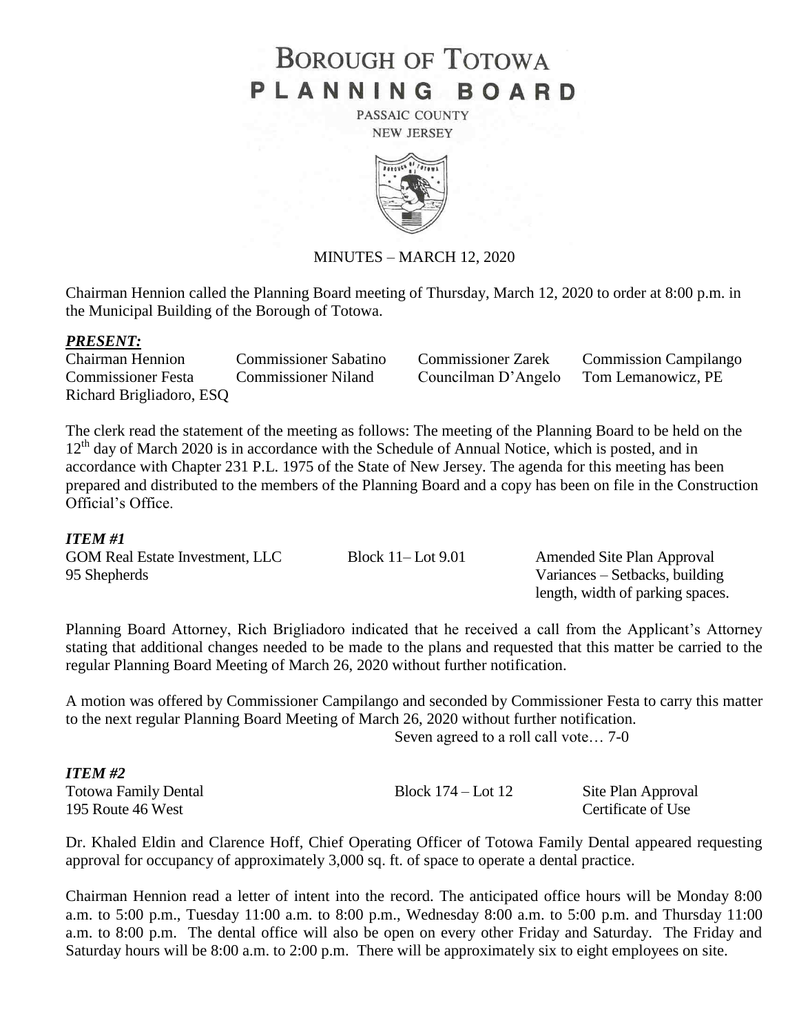# BOROUGH OF TOTOWA
# PLANNING BOARD

PASSAIC COUNTY
NEW JERSEY

MINUTES – MARCH 12, 2020

Chairman Hennion called the Planning Board meeting of Thursday, March 12, 2020 to order at 8:00 p.m. in the Municipal Building of the Borough of Totowa.

***PRESENT:***

| | | | |
|---|---|---|---|
| Chairman Hennion | Commissioner Sabatino | Commissioner Zarek | Commission Campilango |
| Commissioner Festa | Commissioner Niland | Councilman D'Angelo | Tom Lemanowicz, PE |
| Richard Brigliadoro, ESQ | | | |

The clerk read the statement of the meeting as follows: The meeting of the Planning Board to be held on the 12th day of March 2020 is in accordance with the Schedule of Annual Notice, which is posted, and in accordance with Chapter 231 P.L. 1975 of the State of New Jersey. The agenda for this meeting has been prepared and distributed to the members of the Planning Board and a copy has been on file in the Construction Official's Office.

***ITEM #1***

GOM Real Estate Investment, LLC — Block 11– Lot 9.01 — Amended Site Plan Approval
95 Shepherds — Variances – Setbacks, building length, width of parking spaces.

Planning Board Attorney, Rich Brigliadoro indicated that he received a call from the Applicant's Attorney stating that additional changes needed to be made to the plans and requested that this matter be carried to the regular Planning Board Meeting of March 26, 2020 without further notification.

A motion was offered by Commissioner Campilango and seconded by Commissioner Festa to carry this matter to the next regular Planning Board Meeting of March 26, 2020 without further notification.

Seven agreed to a roll call vote… 7-0

***ITEM #2***

Totowa Family Dental — Block 174 – Lot 12 — Site Plan Approval
195 Route 46 West — Certificate of Use

Dr. Khaled Eldin and Clarence Hoff, Chief Operating Officer of Totowa Family Dental appeared requesting approval for occupancy of approximately 3,000 sq. ft. of space to operate a dental practice.

Chairman Hennion read a letter of intent into the record. The anticipated office hours will be Monday 8:00 a.m. to 5:00 p.m., Tuesday 11:00 a.m. to 8:00 p.m., Wednesday 8:00 a.m. to 5:00 p.m. and Thursday 11:00 a.m. to 8:00 p.m. The dental office will also be open on every other Friday and Saturday. The Friday and Saturday hours will be 8:00 a.m. to 2:00 p.m. There will be approximately six to eight employees on site.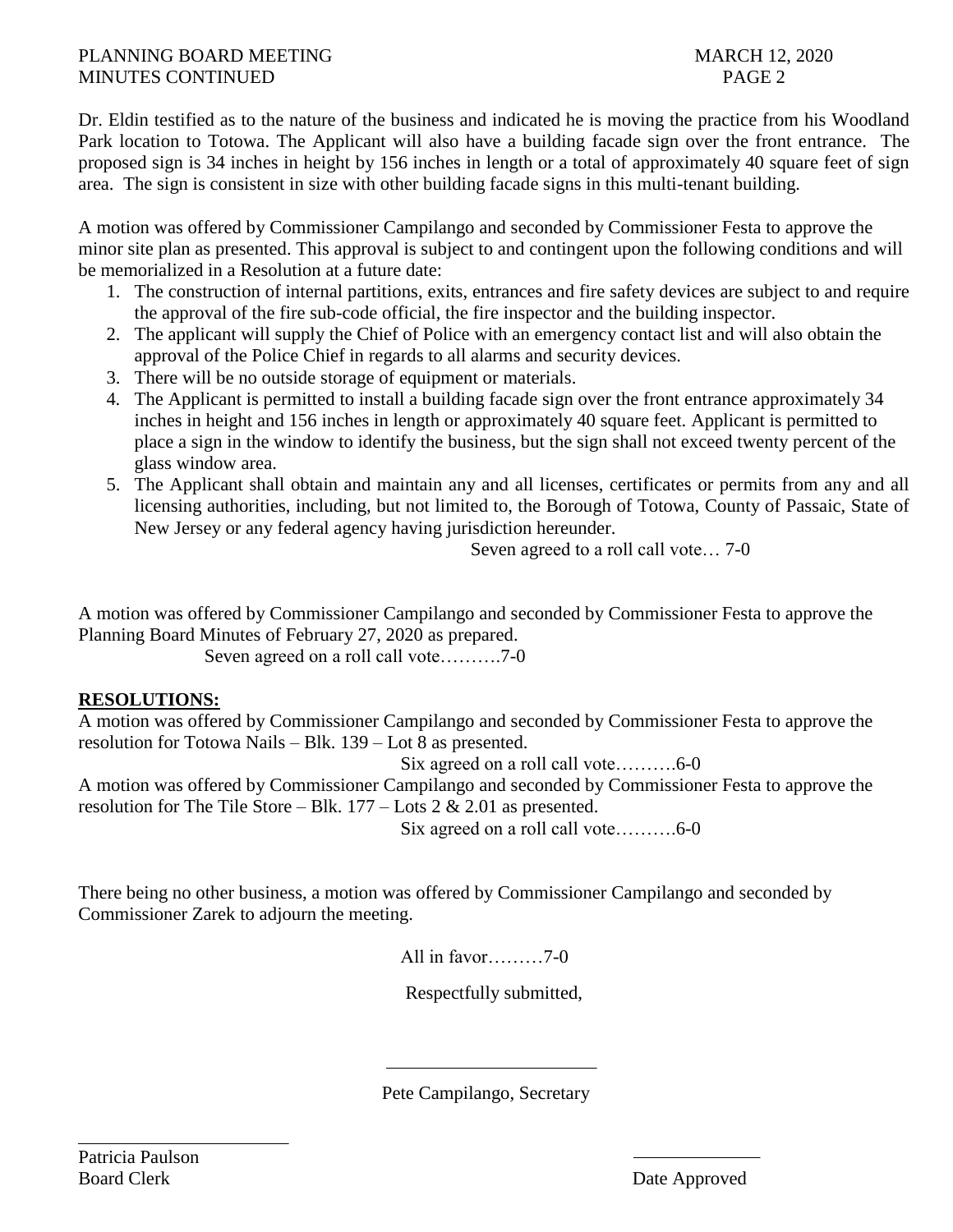Dr. Eldin testified as to the nature of the business and indicated he is moving the practice from his Woodland Park location to Totowa. The Applicant will also have a building facade sign over the front entrance. The proposed sign is 34 inches in height by 156 inches in length or a total of approximately 40 square feet of sign area. The sign is consistent in size with other building facade signs in this multi-tenant building.

A motion was offered by Commissioner Campilango and seconded by Commissioner Festa to approve the minor site plan as presented. This approval is subject to and contingent upon the following conditions and will be memorialized in a Resolution at a future date:

1. The construction of internal partitions, exits, entrances and fire safety devices are subject to and require the approval of the fire sub-code official, the fire inspector and the building inspector.
2. The applicant will supply the Chief of Police with an emergency contact list and will also obtain the approval of the Police Chief in regards to all alarms and security devices.
3. There will be no outside storage of equipment or materials.
4. The Applicant is permitted to install a building facade sign over the front entrance approximately 34 inches in height and 156 inches in length or approximately 40 square feet. Applicant is permitted to place a sign in the window to identify the business, but the sign shall not exceed twenty percent of the glass window area.
5. The Applicant shall obtain and maintain any and all licenses, certificates or permits from any and all licensing authorities, including, but not limited to, the Borough of Totowa, County of Passaic, State of New Jersey or any federal agency having jurisdiction hereunder.

Seven agreed to a roll call vote… 7-0

A motion was offered by Commissioner Campilango and seconded by Commissioner Festa to approve the Planning Board Minutes of February 27, 2020 as prepared.

Seven agreed on a roll call vote……….7-0

**RESOLUTIONS:**

A motion was offered by Commissioner Campilango and seconded by Commissioner Festa to approve the resolution for Totowa Nails – Blk. 139 – Lot 8 as presented.

Six agreed on a roll call vote……….6-0

A motion was offered by Commissioner Campilango and seconded by Commissioner Festa to approve the resolution for The Tile Store – Blk. 177 – Lots 2 & 2.01 as presented.

Six agreed on a roll call vote……….6-0

There being no other business, a motion was offered by Commissioner Campilango and seconded by Commissioner Zarek to adjourn the meeting.

All in favor………7-0

Respectfully submitted,

\_\_\_\_\_\_\_\_\_\_\_\_\_\_\_\_\_\_\_\_\_\_\_\_

Pete Campilango, Secretary

\_\_\_\_\_\_\_\_\_\_\_\_\_\_\_\_\_\_\_\_\_\_\_\_

Patricia Paulson
Board Clerk

\_\_\_\_\_\_\_\_\_\_\_\_\_\_

Date Approved